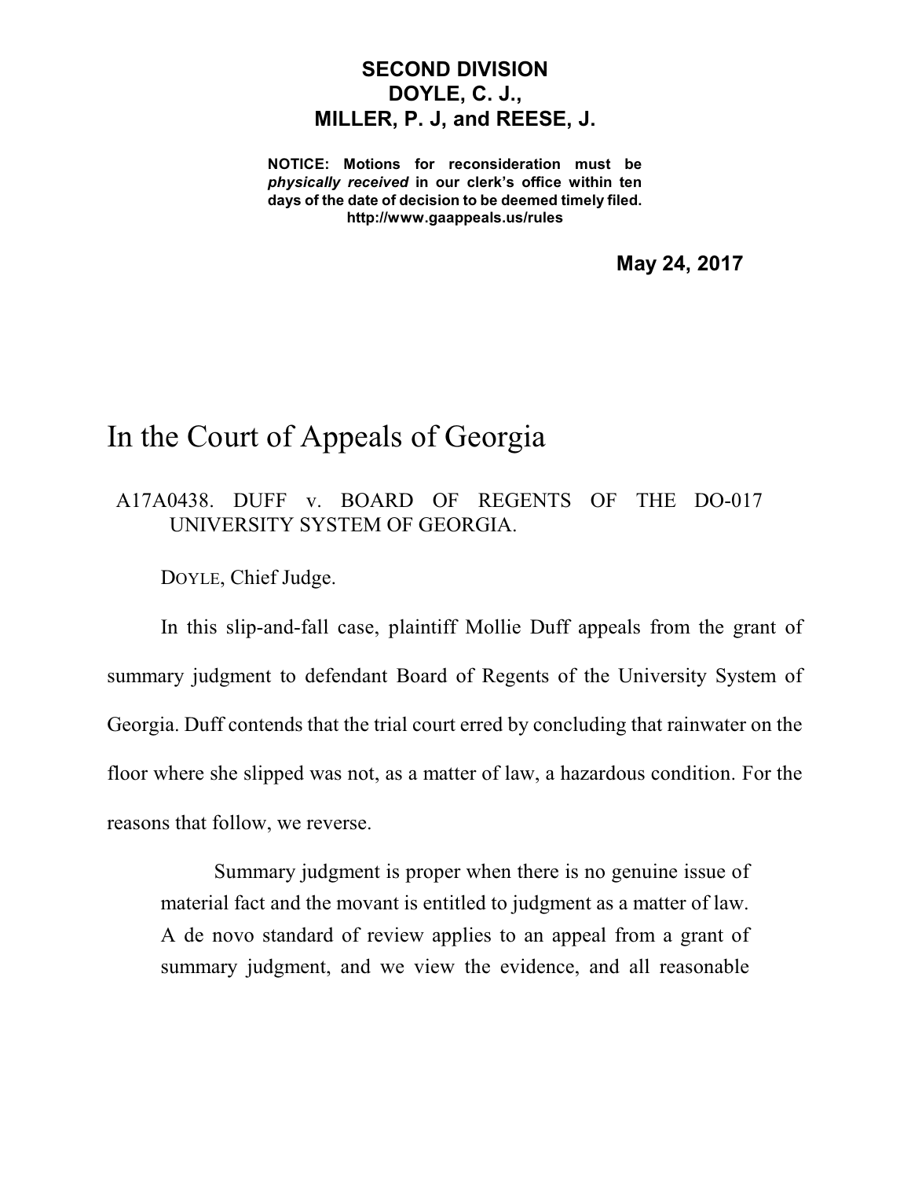**SECOND DIVISION**
**DOYLE, C. J.,**
**MILLER, P. J, and REESE, J.**

**NOTICE: Motions for reconsideration must be *physically received* in our clerk's office within ten days of the date of decision to be deemed timely filed.**
**http://www.gaappeals.us/rules**

**May 24, 2017**

# In the Court of Appeals of Georgia

A17A0438. DUFF v. BOARD OF REGENTS OF THE UNIVERSITY SYSTEM OF GEORGIA. DO-017

DOYLE, Chief Judge.

In this slip-and-fall case, plaintiff Mollie Duff appeals from the grant of summary judgment to defendant Board of Regents of the University System of Georgia. Duff contends that the trial court erred by concluding that rainwater on the floor where she slipped was not, as a matter of law, a hazardous condition. For the reasons that follow, we reverse.

> Summary judgment is proper when there is no genuine issue of material fact and the movant is entitled to judgment as a matter of law. A de novo standard of review applies to an appeal from a grant of summary judgment, and we view the evidence, and all reasonable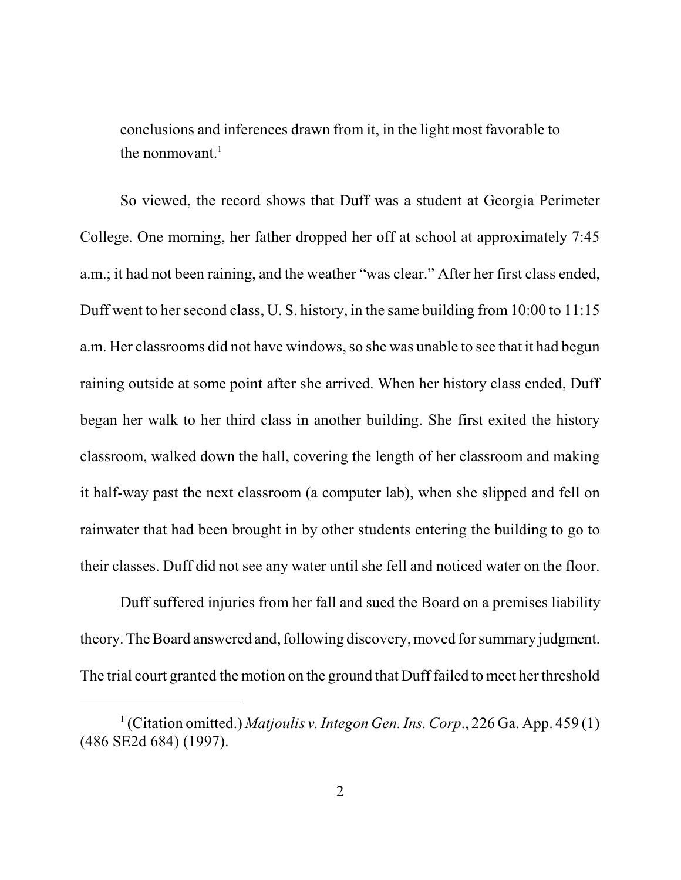conclusions and inferences drawn from it, in the light most favorable to the nonmovant.[1]

So viewed, the record shows that Duff was a student at Georgia Perimeter College. One morning, her father dropped her off at school at approximately 7:45 a.m.; it had not been raining, and the weather "was clear." After her first class ended, Duff went to her second class, U. S. history, in the same building from 10:00 to 11:15 a.m. Her classrooms did not have windows, so she was unable to see that it had begun raining outside at some point after she arrived. When her history class ended, Duff began her walk to her third class in another building. She first exited the history classroom, walked down the hall, covering the length of her classroom and making it half-way past the next classroom (a computer lab), when she slipped and fell on rainwater that had been brought in by other students entering the building to go to their classes. Duff did not see any water until she fell and noticed water on the floor.

Duff suffered injuries from her fall and sued the Board on a premises liability theory. The Board answered and, following discovery, moved for summary judgment. The trial court granted the motion on the ground that Duff failed to meet her threshold

---

[1] (Citation omitted.) *Matjoulis v. Integon Gen. Ins. Corp.*, 226 Ga. App. 459 (1) (486 SE2d 684) (1997).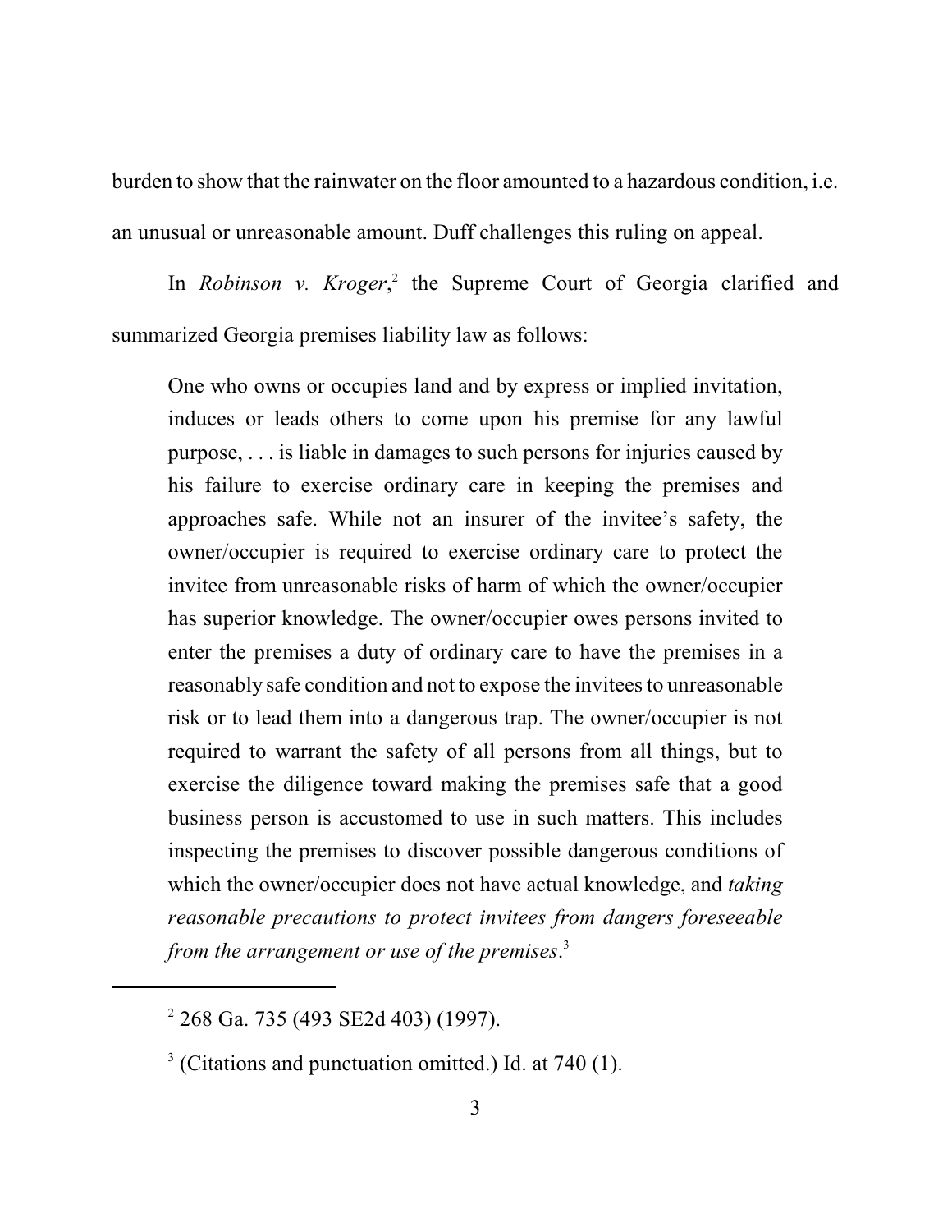burden to show that the rainwater on the floor amounted to a hazardous condition, i.e. an unusual or unreasonable amount. Duff challenges this ruling on appeal.

In *Robinson v. Kroger*,[2] the Supreme Court of Georgia clarified and summarized Georgia premises liability law as follows:

> One who owns or occupies land and by express or implied invitation, induces or leads others to come upon his premise for any lawful purpose, . . . is liable in damages to such persons for injuries caused by his failure to exercise ordinary care in keeping the premises and approaches safe. While not an insurer of the invitee's safety, the owner/occupier is required to exercise ordinary care to protect the invitee from unreasonable risks of harm of which the owner/occupier has superior knowledge. The owner/occupier owes persons invited to enter the premises a duty of ordinary care to have the premises in a reasonably safe condition and not to expose the invitees to unreasonable risk or to lead them into a dangerous trap. The owner/occupier is not required to warrant the safety of all persons from all things, but to exercise the diligence toward making the premises safe that a good business person is accustomed to use in such matters. This includes inspecting the premises to discover possible dangerous conditions of which the owner/occupier does not have actual knowledge, and *taking reasonable precautions to protect invitees from dangers foreseeable from the arrangement or use of the premises*.[3]

---

[2] 268 Ga. 735 (493 SE2d 403) (1997).

[3] (Citations and punctuation omitted.) Id. at 740 (1).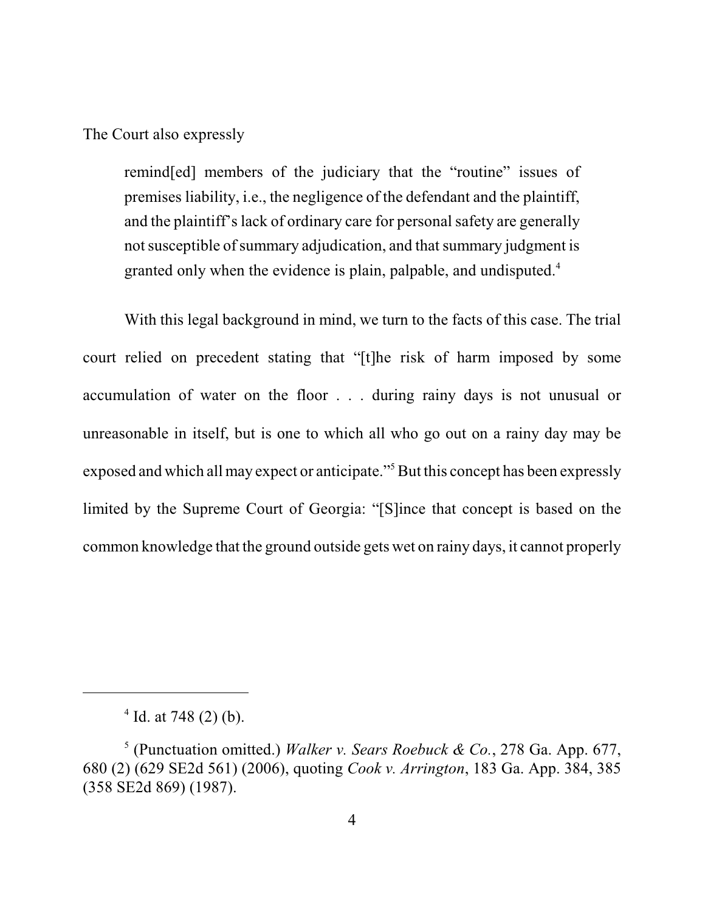The Court also expressly

> remind[ed] members of the judiciary that the "routine" issues of premises liability, i.e., the negligence of the defendant and the plaintiff, and the plaintiff's lack of ordinary care for personal safety are generally not susceptible of summary adjudication, and that summary judgment is granted only when the evidence is plain, palpable, and undisputed.[4]

With this legal background in mind, we turn to the facts of this case. The trial court relied on precedent stating that "[t]he risk of harm imposed by some accumulation of water on the floor . . . during rainy days is not unusual or unreasonable in itself, but is one to which all who go out on a rainy day may be exposed and which all may expect or anticipate."[5] But this concept has been expressly limited by the Supreme Court of Georgia: "[S]ince that concept is based on the common knowledge that the ground outside gets wet on rainy days, it cannot properly

---

[4] Id. at 748 (2) (b).

[5] (Punctuation omitted.) *Walker v. Sears Roebuck & Co.*, 278 Ga. App. 677, 680 (2) (629 SE2d 561) (2006), quoting *Cook v. Arrington*, 183 Ga. App. 384, 385 (358 SE2d 869) (1987).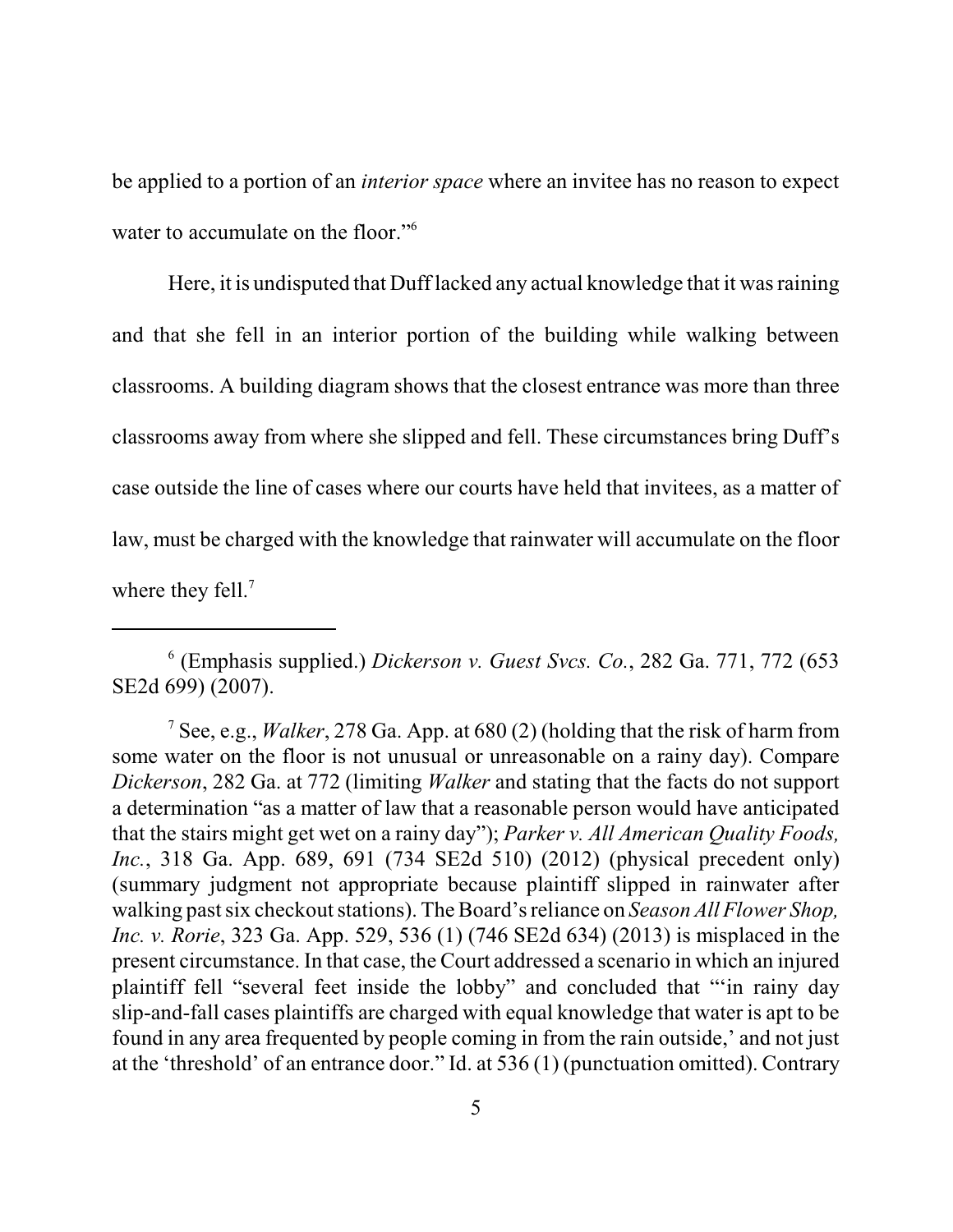be applied to a portion of an *interior space* where an invitee has no reason to expect water to accumulate on the floor."[6]

Here, it is undisputed that Duff lacked any actual knowledge that it was raining and that she fell in an interior portion of the building while walking between classrooms. A building diagram shows that the closest entrance was more than three classrooms away from where she slipped and fell. These circumstances bring Duff's case outside the line of cases where our courts have held that invitees, as a matter of law, must be charged with the knowledge that rainwater will accumulate on the floor where they fell.[7]

---

[6] (Emphasis supplied.) *Dickerson v. Guest Svcs. Co.*, 282 Ga. 771, 772 (653 SE2d 699) (2007).

[7] See, e.g., *Walker*, 278 Ga. App. at 680 (2) (holding that the risk of harm from some water on the floor is not unusual or unreasonable on a rainy day). Compare *Dickerson*, 282 Ga. at 772 (limiting *Walker* and stating that the facts do not support a determination "as a matter of law that a reasonable person would have anticipated that the stairs might get wet on a rainy day"); *Parker v. All American Quality Foods, Inc.*, 318 Ga. App. 689, 691 (734 SE2d 510) (2012) (physical precedent only) (summary judgment not appropriate because plaintiff slipped in rainwater after walking past six checkout stations). The Board's reliance on *Season All Flower Shop, Inc. v. Rorie*, 323 Ga. App. 529, 536 (1) (746 SE2d 634) (2013) is misplaced in the present circumstance. In that case, the Court addressed a scenario in which an injured plaintiff fell "several feet inside the lobby" and concluded that "'in rainy day slip-and-fall cases plaintiffs are charged with equal knowledge that water is apt to be found in any area frequented by people coming in from the rain outside,' and not just at the 'threshold' of an entrance door." Id. at 536 (1) (punctuation omitted). Contrary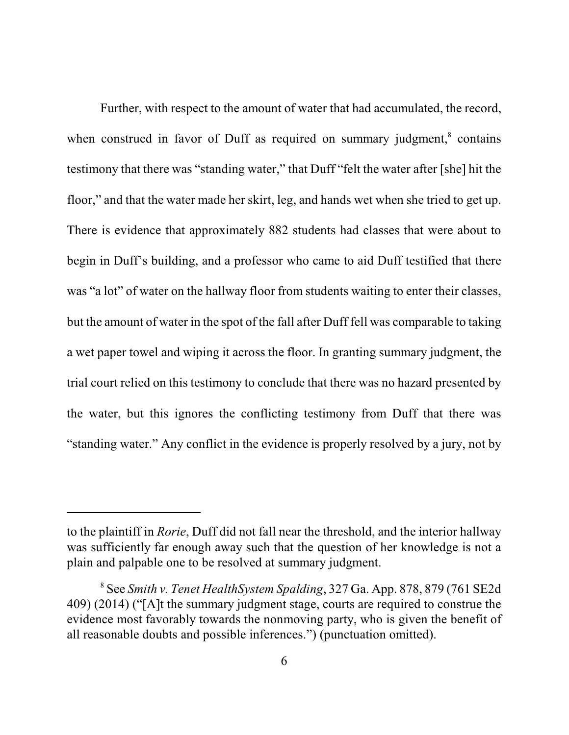Further, with respect to the amount of water that had accumulated, the record, when construed in favor of Duff as required on summary judgment,[8] contains testimony that there was "standing water," that Duff "felt the water after [she] hit the floor," and that the water made her skirt, leg, and hands wet when she tried to get up. There is evidence that approximately 882 students had classes that were about to begin in Duff's building, and a professor who came to aid Duff testified that there was "a lot" of water on the hallway floor from students waiting to enter their classes, but the amount of water in the spot of the fall after Duff fell was comparable to taking a wet paper towel and wiping it across the floor. In granting summary judgment, the trial court relied on this testimony to conclude that there was no hazard presented by the water, but this ignores the conflicting testimony from Duff that there was "standing water." Any conflict in the evidence is properly resolved by a jury, not by

---

to the plaintiff in *Rorie*, Duff did not fall near the threshold, and the interior hallway was sufficiently far enough away such that the question of her knowledge is not a plain and palpable one to be resolved at summary judgment.

[8] See *Smith v. Tenet HealthSystem Spalding*, 327 Ga. App. 878, 879 (761 SE2d 409) (2014) ("[A]t the summary judgment stage, courts are required to construe the evidence most favorably towards the nonmoving party, who is given the benefit of all reasonable doubts and possible inferences.") (punctuation omitted).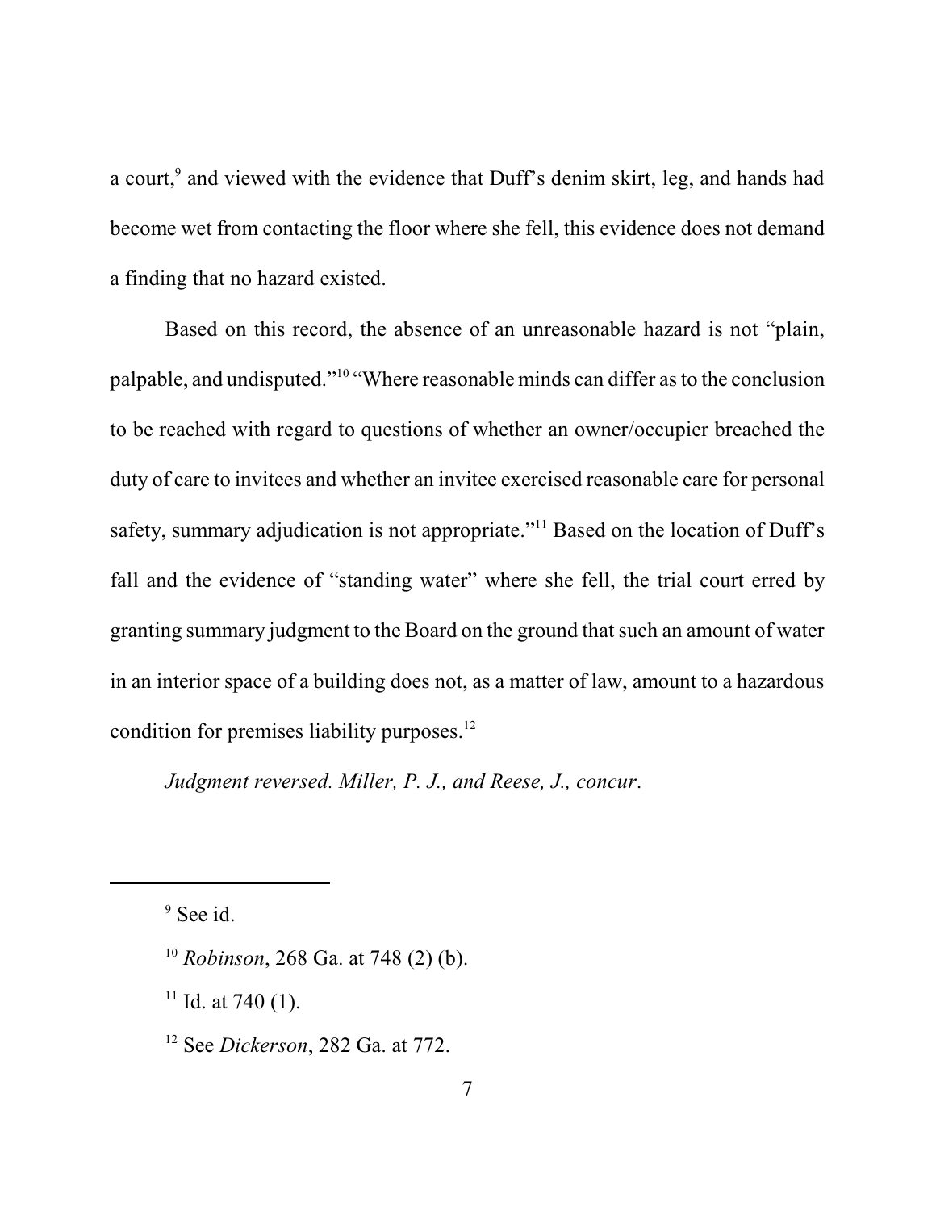a court,[9] and viewed with the evidence that Duff's denim skirt, leg, and hands had become wet from contacting the floor where she fell, this evidence does not demand a finding that no hazard existed.

Based on this record, the absence of an unreasonable hazard is not "plain, palpable, and undisputed."[10] "Where reasonable minds can differ as to the conclusion to be reached with regard to questions of whether an owner/occupier breached the duty of care to invitees and whether an invitee exercised reasonable care for personal safety, summary adjudication is not appropriate."[11] Based on the location of Duff's fall and the evidence of "standing water" where she fell, the trial court erred by granting summary judgment to the Board on the ground that such an amount of water in an interior space of a building does not, as a matter of law, amount to a hazardous condition for premises liability purposes.[12]

*Judgment reversed. Miller, P. J., and Reese, J., concur*.

---

[9] See id.

[10] *Robinson*, 268 Ga. at 748 (2) (b).

[11] Id. at 740 (1).

[12] See *Dickerson*, 282 Ga. at 772.